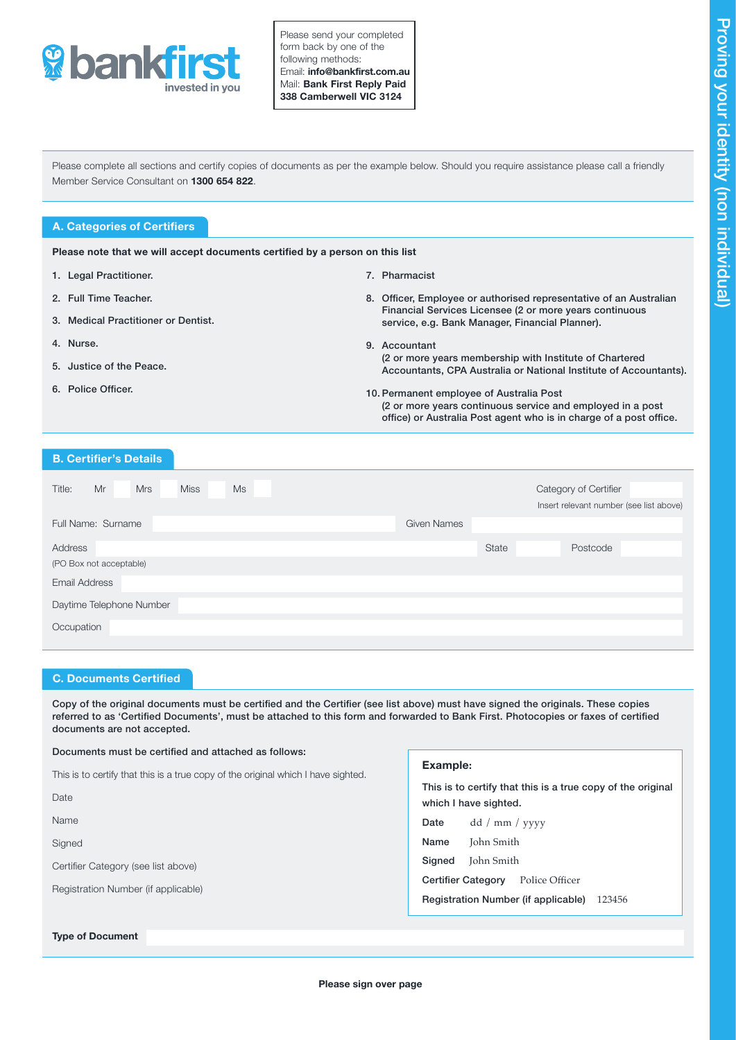bankfirst
invested in you

Please send your completed form back by one of the following methods:
Email: **info@bankfirst.com.au**
Mail: **Bank First Reply Paid 338 Camberwell VIC 3124**

# Proving your identity (non individual)

Please complete all sections and certify copies of documents as per the example below. Should you require assistance please call a friendly Member Service Consultant on **1300 654 822**.

## A. Categories of Certifiers

**Please note that we will accept documents certified by a person on this list**

1. Legal Practitioner.
2. Full Time Teacher.
3. Medical Practitioner or Dentist.
4. Nurse.
5. Justice of the Peace.
6. Police Officer.
7. Pharmacist
8. Officer, Employee or authorised representative of an Australian Financial Services Licensee (2 or more years continuous service, e.g. Bank Manager, Financial Planner).
9. Accountant (2 or more years membership with Institute of Chartered Accountants, CPA Australia or National Institute of Accountants).
10. Permanent employee of Australia Post (2 or more years continuous service and employed in a post office) or Australia Post agent who is in charge of a post office.

## B. Certifier's Details

Title: Mr ☐ Mrs ☐ Miss ☐ Ms ☐

Category of Certifier ______
Insert relevant number (see list above)

Full Name: Surname ______ Given Names ______

Address ______ State ______ Postcode ______
(PO Box not acceptable)

Email Address ______

Daytime Telephone Number ______

Occupation ______

## C. Documents Certified

**Copy of the original documents must be certified and the Certifier (see list above) must have signed the originals. These copies referred to as 'Certified Documents', must be attached to this form and forwarded to Bank First. Photocopies or faxes of certified documents are not accepted.**

**Documents must be certified and attached as follows:**

This is to certify that this is a true copy of the original which I have sighted.

Date

Name

Signed

Certifier Category (see list above)

Registration Number (if applicable)

**Example:**

**This is to certify that this is a true copy of the original which I have sighted.**

**Date** dd / mm / yyyy

**Name** John Smith

**Signed** John Smith

**Certifier Category** Police Officer

**Registration Number (if applicable)** 123456

**Type of Document** ______

**Please sign over page**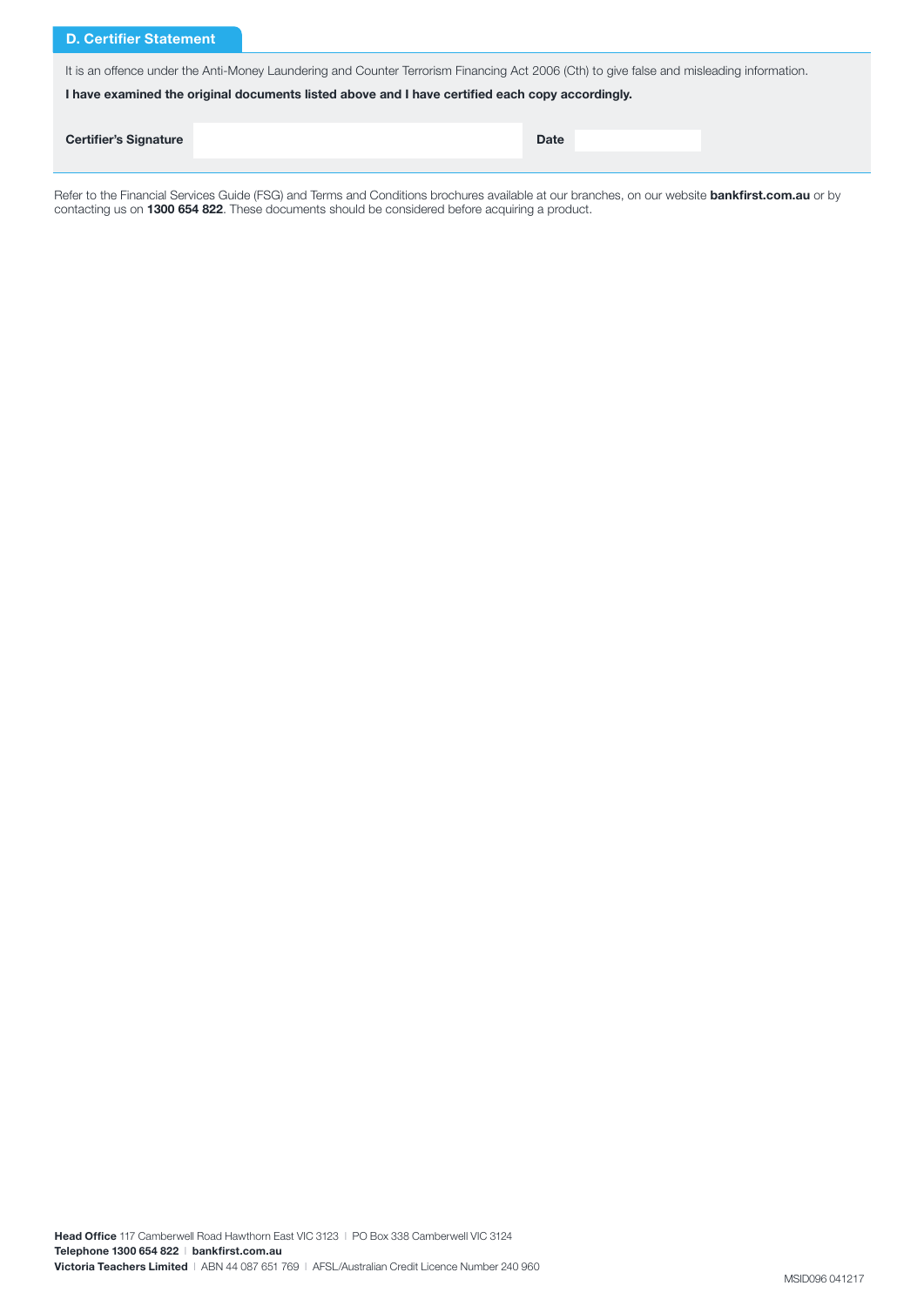## D. Certifier Statement

It is an offence under the Anti-Money Laundering and Counter Terrorism Financing Act 2006 (Cth) to give false and misleading information.

**I have examined the original documents listed above and I have certified each copy accordingly.**

| | | | |
|---|---|---|---|
| **Certifier's Signature** | | **Date** | |

Refer to the Financial Services Guide (FSG) and Terms and Conditions brochures available at our branches, on our website **bankfirst.com.au** or by contacting us on **1300 654 822**. These documents should be considered before acquiring a product.

**Head Office** 117 Camberwell Road Hawthorn East VIC 3123 | PO Box 338 Camberwell VIC 3124
**Telephone 1300 654 822** | **bankfirst.com.au**
**Victoria Teachers Limited** | ABN 44 087 651 769 | AFSL/Australian Credit Licence Number 240 960

MSID096 041217